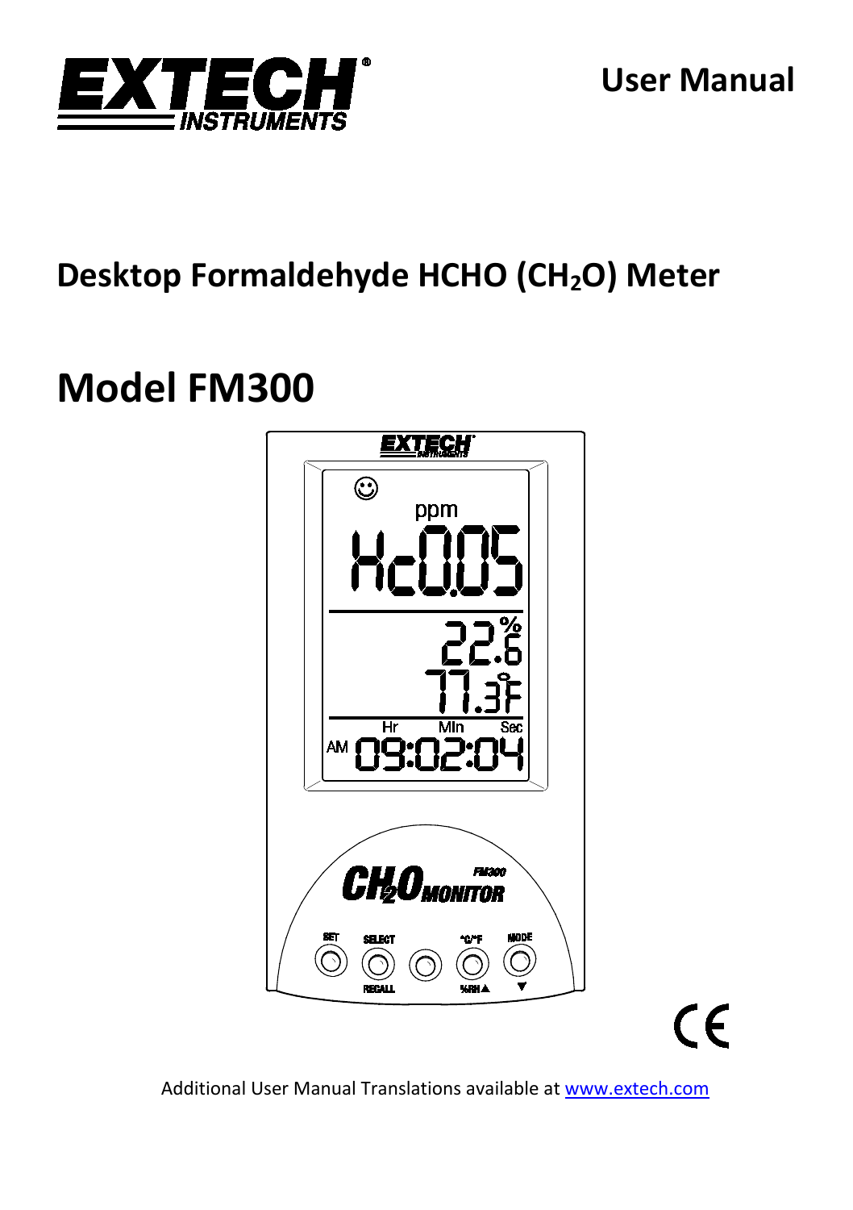EXTECH INSTRUMENTS

# User Manual

## Desktop Formaldehyde HCHO ($CH_2O$) Meter

# Model FM300

Additional User Manual Translations available at www.extech.com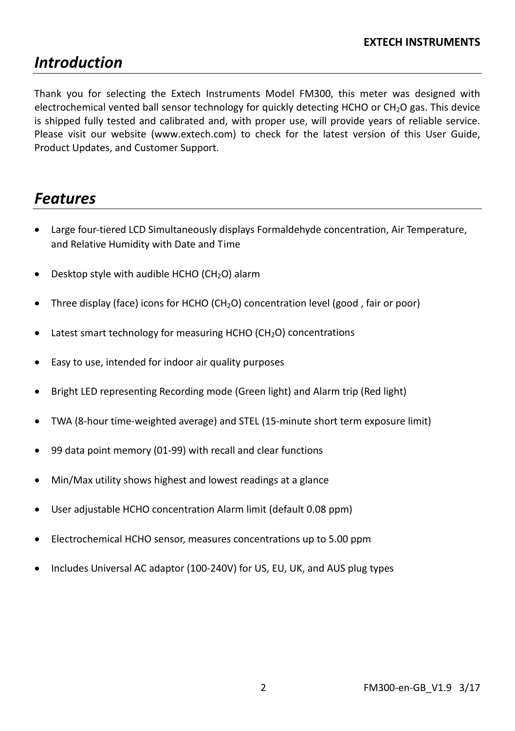# Introduction

Thank you for selecting the Extech Instruments Model FM300, this meter was designed with electrochemical vented ball sensor technology for quickly detecting HCHO or $CH_2O$ gas. This device is shipped fully tested and calibrated and, with proper use, will provide years of reliable service. Please visit our website (www.extech.com) to check for the latest version of this User Guide, Product Updates, and Customer Support.

# Features

- Large four-tiered LCD Simultaneously displays Formaldehyde concentration, Air Temperature, and Relative Humidity with Date and Time
- Desktop style with audible HCHO ($CH_2O$) alarm
- Three display (face) icons for HCHO ($CH_2O$) concentration level (good , fair or poor)
- Latest smart technology for measuring HCHO ($CH_2O$) concentrations
- Easy to use, intended for indoor air quality purposes
- Bright LED representing Recording mode (Green light) and Alarm trip (Red light)
- TWA (8-hour time-weighted average) and STEL (15-minute short term exposure limit)
- 99 data point memory (01-99) with recall and clear functions
- Min/Max utility shows highest and lowest readings at a glance
- User adjustable HCHO concentration Alarm limit (default 0.08 ppm)
- Electrochemical HCHO sensor, measures concentrations up to 5.00 ppm
- Includes Universal AC adaptor (100-240V) for US, EU, UK, and AUS plug types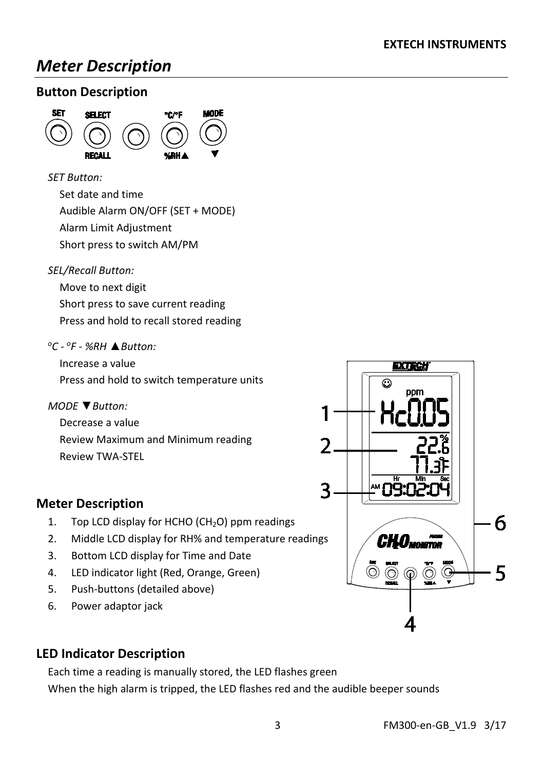# Meter Description

## Button Description

*SET Button:*

Set date and time
Audible Alarm ON/OFF (SET + MODE)
Alarm Limit Adjustment
Short press to switch AM/PM

*SEL/Recall Button:*

Move to next digit
Short press to save current reading
Press and hold to recall stored reading

*$^{o}$C - $^{o}$F - %RH ▲Button:*

Increase a value
Press and hold to switch temperature units

*MODE ▼Button:*

Decrease a value
Review Maximum and Minimum reading
Review TWA-STEL

## Meter Description

1. Top LCD display for HCHO ($CH_2O$) ppm readings
2. Middle LCD display for RH% and temperature readings
3. Bottom LCD display for Time and Date
4. LED indicator light (Red, Orange, Green)
5. Push-buttons (detailed above)
6. Power adaptor jack

## LED Indicator Description

Each time a reading is manually stored, the LED flashes green
When the high alarm is tripped, the LED flashes red and the audible beeper sounds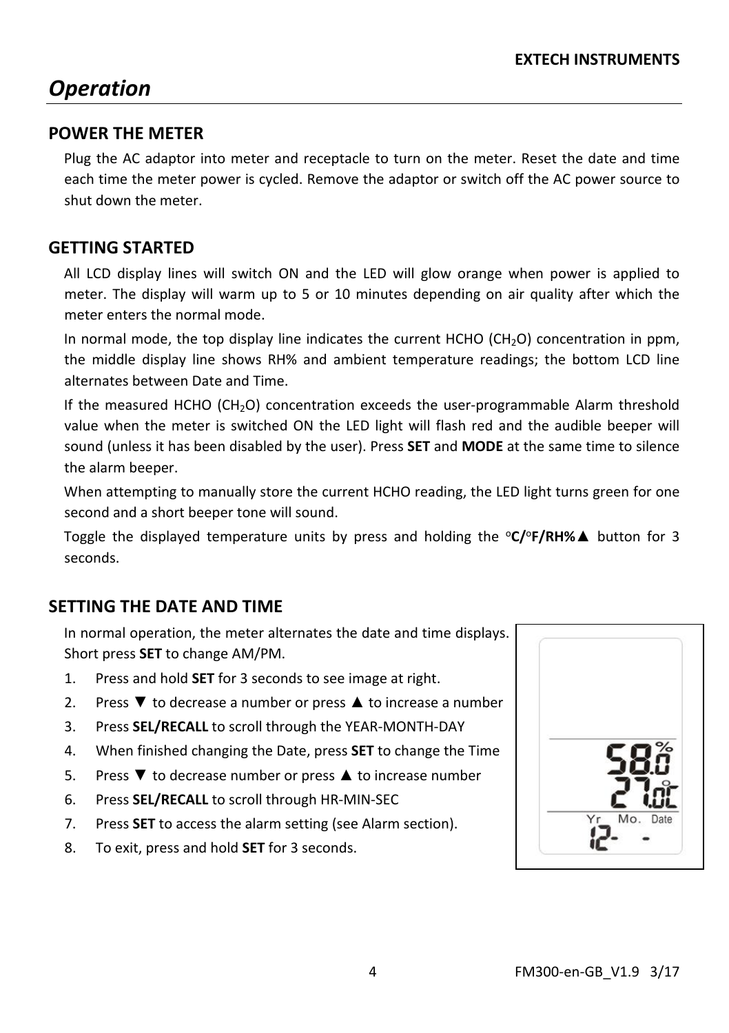# Operation

## POWER THE METER

Plug the AC adaptor into meter and receptacle to turn on the meter. Reset the date and time each time the meter power is cycled. Remove the adaptor or switch off the AC power source to shut down the meter.

## GETTING STARTED

All LCD display lines will switch ON and the LED will glow orange when power is applied to meter. The display will warm up to 5 or 10 minutes depending on air quality after which the meter enters the normal mode.

In normal mode, the top display line indicates the current HCHO ($CH_2O$) concentration in ppm, the middle display line shows RH% and ambient temperature readings; the bottom LCD line alternates between Date and Time.

If the measured HCHO ($CH_2O$) concentration exceeds the user-programmable Alarm threshold value when the meter is switched ON the LED light will flash red and the audible beeper will sound (unless it has been disabled by the user). Press **SET** and **MODE** at the same time to silence the alarm beeper.

When attempting to manually store the current HCHO reading, the LED light turns green for one second and a short beeper tone will sound.

Toggle the displayed temperature units by press and holding the **°C/°F/RH%▲** button for 3 seconds.

## SETTING THE DATE AND TIME

In normal operation, the meter alternates the date and time displays. Short press **SET** to change AM/PM.

1. Press and hold **SET** for 3 seconds to see image at right.
2. Press ▼ to decrease a number or press ▲ to increase a number
3. Press **SEL/RECALL** to scroll through the YEAR-MONTH-DAY
4. When finished changing the Date, press **SET** to change the Time
5. Press ▼ to decrease number or press ▲ to increase number
6. Press **SEL/RECALL** to scroll through HR-MIN-SEC
7. Press **SET** to access the alarm setting (see Alarm section).
8. To exit, press and hold **SET** for 3 seconds.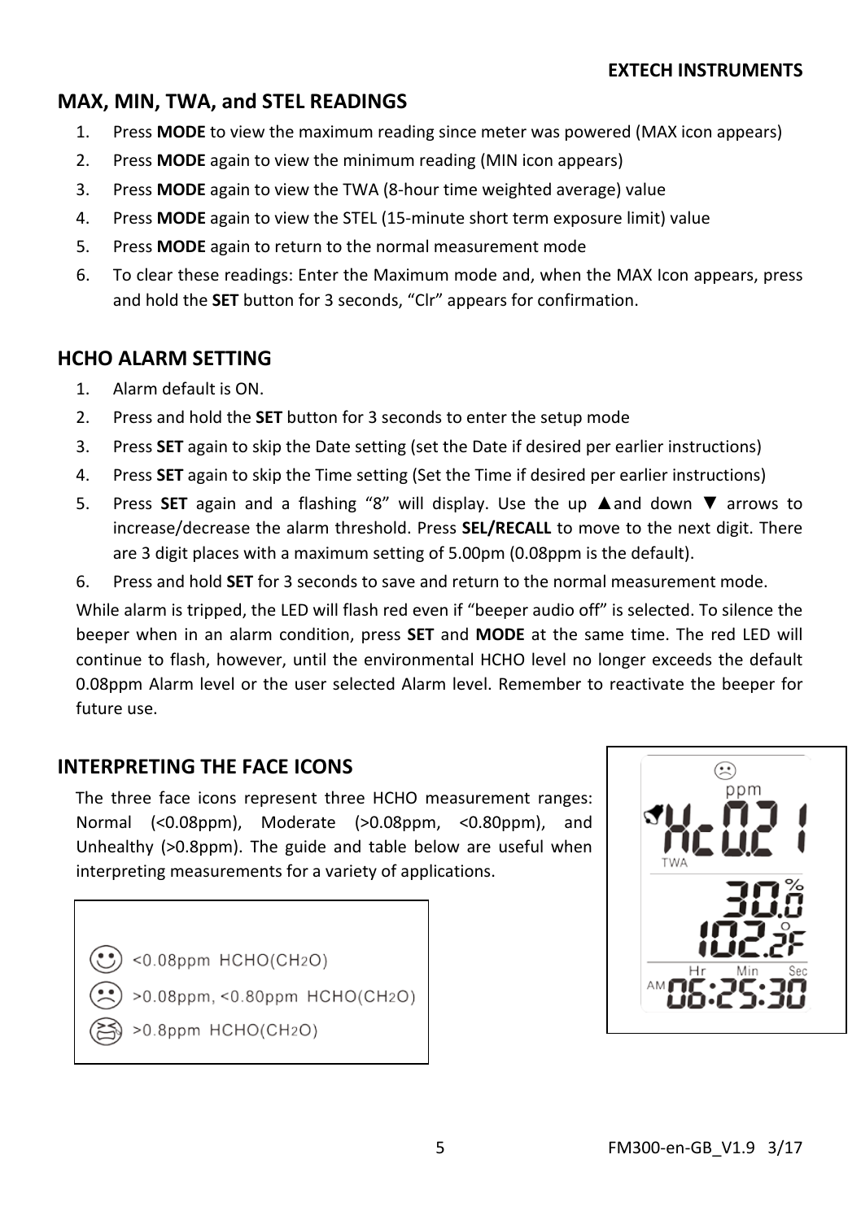## MAX, MIN, TWA, and STEL READINGS

1. Press **MODE** to view the maximum reading since meter was powered (MAX icon appears)
2. Press **MODE** again to view the minimum reading (MIN icon appears)
3. Press **MODE** again to view the TWA (8-hour time weighted average) value
4. Press **MODE** again to view the STEL (15-minute short term exposure limit) value
5. Press **MODE** again to return to the normal measurement mode
6. To clear these readings: Enter the Maximum mode and, when the MAX Icon appears, press and hold the **SET** button for 3 seconds, "Clr" appears for confirmation.

## HCHO ALARM SETTING

1. Alarm default is ON.
2. Press and hold the **SET** button for 3 seconds to enter the setup mode
3. Press **SET** again to skip the Date setting (set the Date if desired per earlier instructions)
4. Press **SET** again to skip the Time setting (Set the Time if desired per earlier instructions)
5. Press **SET** again and a flashing "8" will display. Use the up ▲and down ▼ arrows to increase/decrease the alarm threshold. Press **SEL/RECALL** to move to the next digit. There are 3 digit places with a maximum setting of 5.00pm (0.08ppm is the default).
6. Press and hold **SET** for 3 seconds to save and return to the normal measurement mode.

While alarm is tripped, the LED will flash red even if "beeper audio off" is selected. To silence the beeper when in an alarm condition, press **SET** and **MODE** at the same time. The red LED will continue to flash, however, until the environmental HCHO level no longer exceeds the default 0.08ppm Alarm level or the user selected Alarm level. Remember to reactivate the beeper for future use.

## INTERPRETING THE FACE ICONS

The three face icons represent three HCHO measurement ranges: Normal (<0.08ppm), Moderate (>0.08ppm, <0.80ppm), and Unhealthy (>0.8ppm). The guide and table below are useful when interpreting measurements for a variety of applications.

- <0.08ppm HCHO($CH_2O$)
- >0.08ppm, <0.80ppm HCHO($CH_2O$)
- >0.8ppm HCHO($CH_2O$)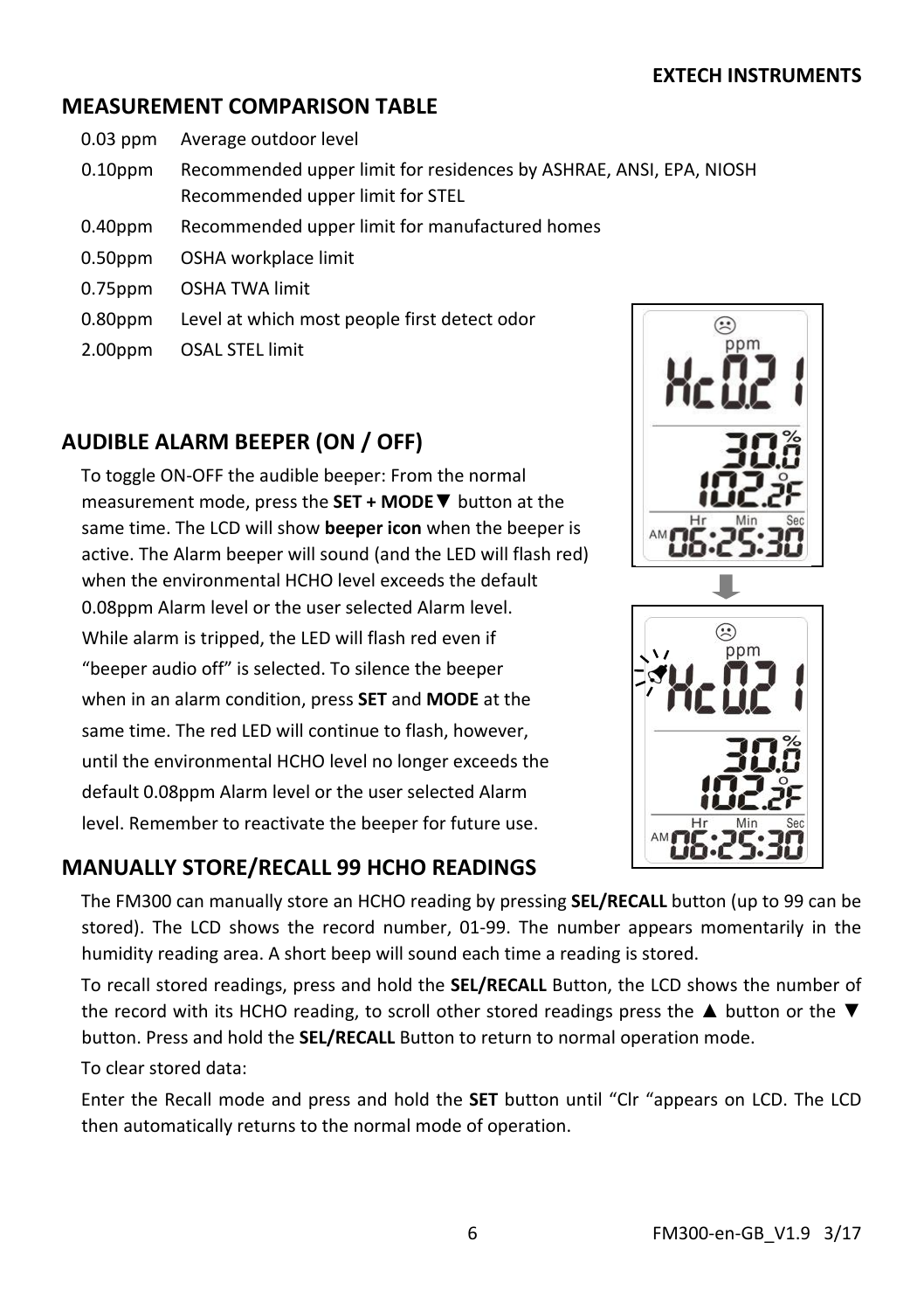## MEASUREMENT COMPARISON TABLE

| | |
|---|---|
| 0.03 ppm | Average outdoor level |
| 0.10ppm | Recommended upper limit for residences by ASHRAE, ANSI, EPA, NIOSH<br>Recommended upper limit for STEL |
| 0.40ppm | Recommended upper limit for manufactured homes |
| 0.50ppm | OSHA workplace limit |
| 0.75ppm | OSHA TWA limit |
| 0.80ppm | Level at which most people first detect odor |
| 2.00ppm | OSAL STEL limit |

## AUDIBLE ALARM BEEPER (ON / OFF)

To toggle ON-OFF the audible beeper: From the normal measurement mode, press the **SET + MODE▼** button at the same time. The LCD will show **beeper icon** when the beeper is active. The Alarm beeper will sound (and the LED will flash red) when the environmental HCHO level exceeds the default 0.08ppm Alarm level or the user selected Alarm level.

While alarm is tripped, the LED will flash red even if "beeper audio off" is selected. To silence the beeper when in an alarm condition, press **SET** and **MODE** at the same time. The red LED will continue to flash, however, until the environmental HCHO level no longer exceeds the default 0.08ppm Alarm level or the user selected Alarm level. Remember to reactivate the beeper for future use.

## MANUALLY STORE/RECALL 99 HCHO READINGS

The FM300 can manually store an HCHO reading by pressing **SEL/RECALL** button (up to 99 can be stored). The LCD shows the record number, 01-99. The number appears momentarily in the humidity reading area. A short beep will sound each time a reading is stored.

To recall stored readings, press and hold the **SEL/RECALL** Button, the LCD shows the number of the record with its HCHO reading, to scroll other stored readings press the ▲ button or the ▼ button. Press and hold the **SEL/RECALL** Button to return to normal operation mode.

To clear stored data:

Enter the Recall mode and press and hold the **SET** button until "Clr "appears on LCD. The LCD then automatically returns to the normal mode of operation.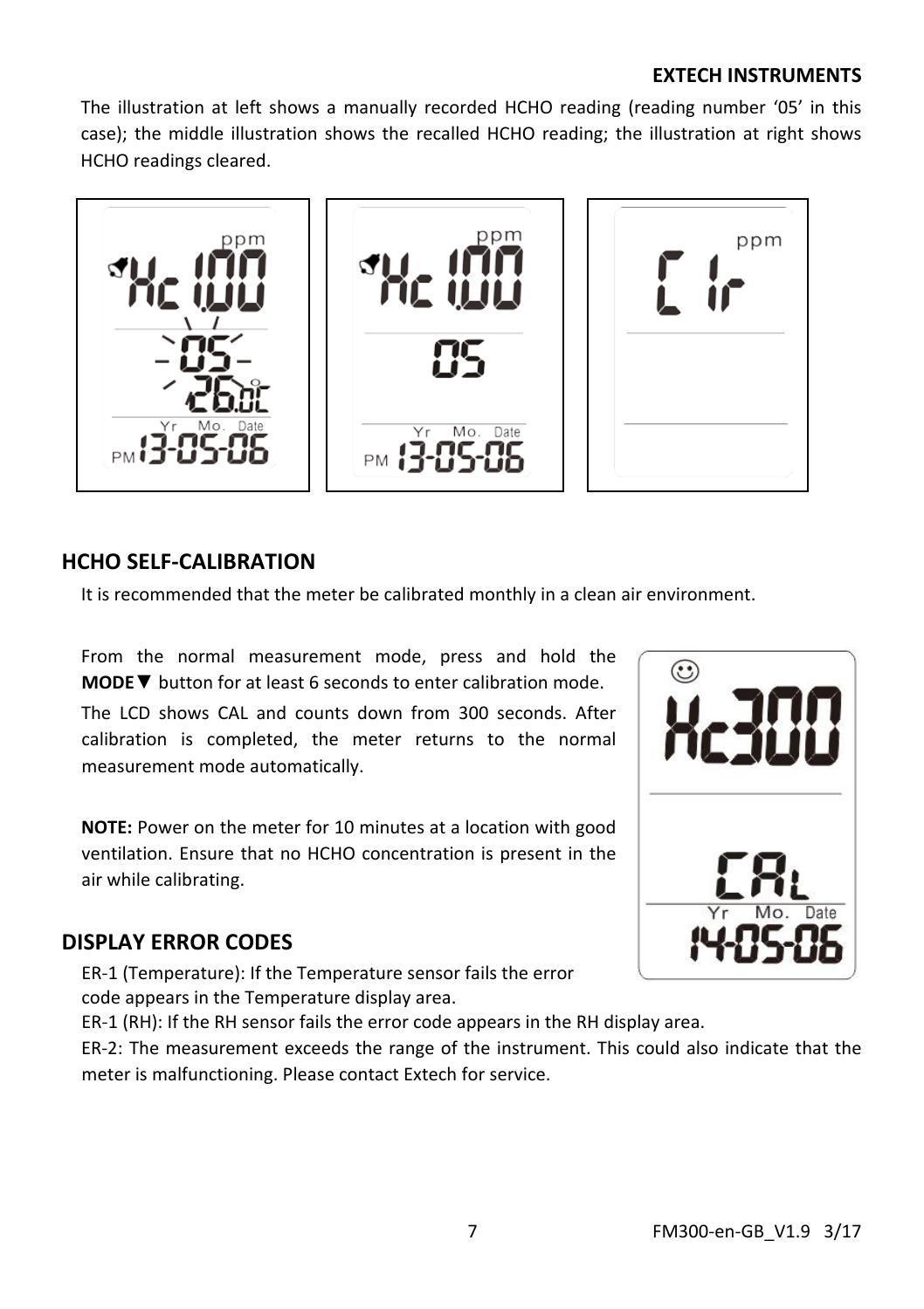The illustration at left shows a manually recorded HCHO reading (reading number '05' in this case); the middle illustration shows the recalled HCHO reading; the illustration at right shows HCHO readings cleared.

## HCHO SELF-CALIBRATION

It is recommended that the meter be calibrated monthly in a clean air environment.

From the normal measurement mode, press and hold the **MODE▼** button for at least 6 seconds to enter calibration mode.

The LCD shows CAL and counts down from 300 seconds. After calibration is completed, the meter returns to the normal measurement mode automatically.

**NOTE:** Power on the meter for 10 minutes at a location with good ventilation. Ensure that no HCHO concentration is present in the air while calibrating.

## DISPLAY ERROR CODES

ER-1 (Temperature): If the Temperature sensor fails the error code appears in the Temperature display area.

ER-1 (RH): If the RH sensor fails the error code appears in the RH display area.

ER-2: The measurement exceeds the range of the instrument. This could also indicate that the meter is malfunctioning. Please contact Extech for service.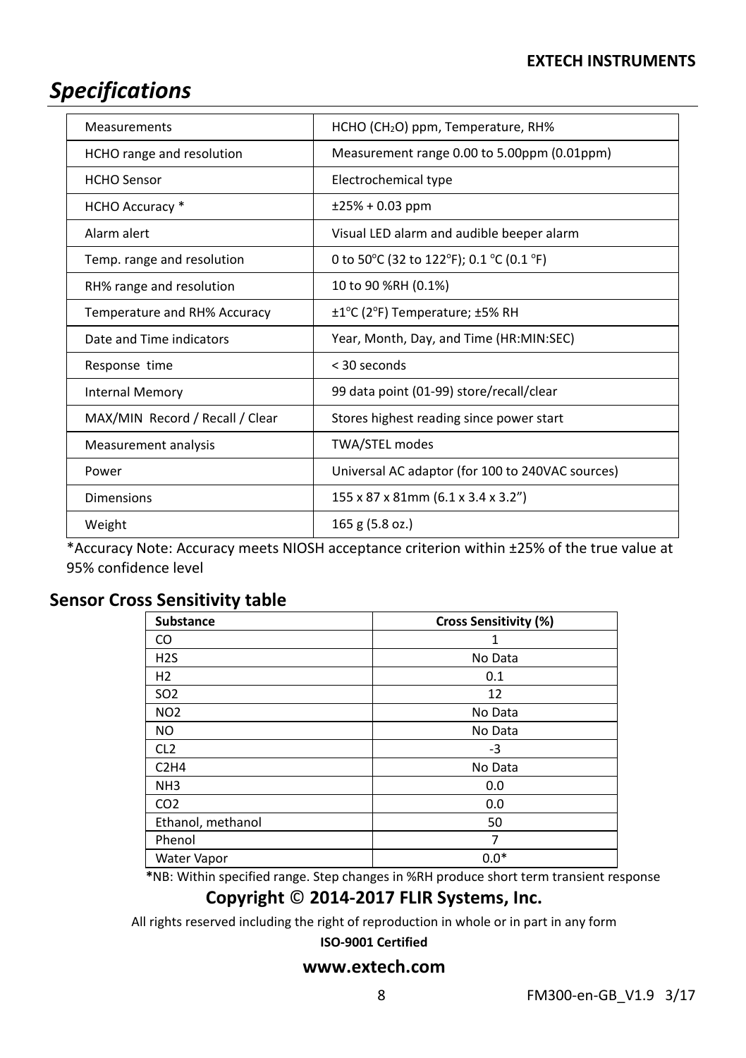# *Specifications*

| | |
|---|---|
| Measurements | HCHO ($CH_2O$) ppm, Temperature, RH% |
| HCHO range and resolution | Measurement range 0.00 to 5.00ppm (0.01ppm) |
| HCHO Sensor | Electrochemical type |
| HCHO Accuracy * | ±25% + 0.03 ppm |
| Alarm alert | Visual LED alarm and audible beeper alarm |
| Temp. range and resolution | 0 to 50°C (32 to 122°F); 0.1 °C (0.1 °F) |
| RH% range and resolution | 10 to 90 %RH (0.1%) |
| Temperature and RH% Accuracy | ±1°C (2°F) Temperature; ±5% RH |
| Date and Time indicators | Year, Month, Day, and Time (HR:MIN:SEC) |
| Response time | < 30 seconds |
| Internal Memory | 99 data point (01-99) store/recall/clear |
| MAX/MIN Record / Recall / Clear | Stores highest reading since power start |
| Measurement analysis | TWA/STEL modes |
| Power | Universal AC adaptor (for 100 to 240VAC sources) |
| Dimensions | 155 x 87 x 81mm (6.1 x 3.4 x 3.2") |
| Weight | 165 g (5.8 oz.) |

*Accuracy Note: Accuracy meets NIOSH acceptance criterion within ±25% of the true value at 95% confidence level

## Sensor Cross Sensitivity table

| Substance | Cross Sensitivity (%) |
|---|---|
| CO | 1 |
| H2S | No Data |
| H2 | 0.1 |
| SO2 | 12 |
| NO2 | No Data |
| NO | No Data |
| CL2 | -3 |
| C2H4 | No Data |
| NH3 | 0.0 |
| CO2 | 0.0 |
| Ethanol, methanol | 50 |
| Phenol | 7 |
| Water Vapor | 0.0* |

**\***NB: Within specified range. Step changes in %RH produce short term transient response

**Copyright © 2014-2017 FLIR Systems, Inc.**

All rights reserved including the right of reproduction in whole or in part in any form

**ISO-9001 Certified**

**www.extech.com**